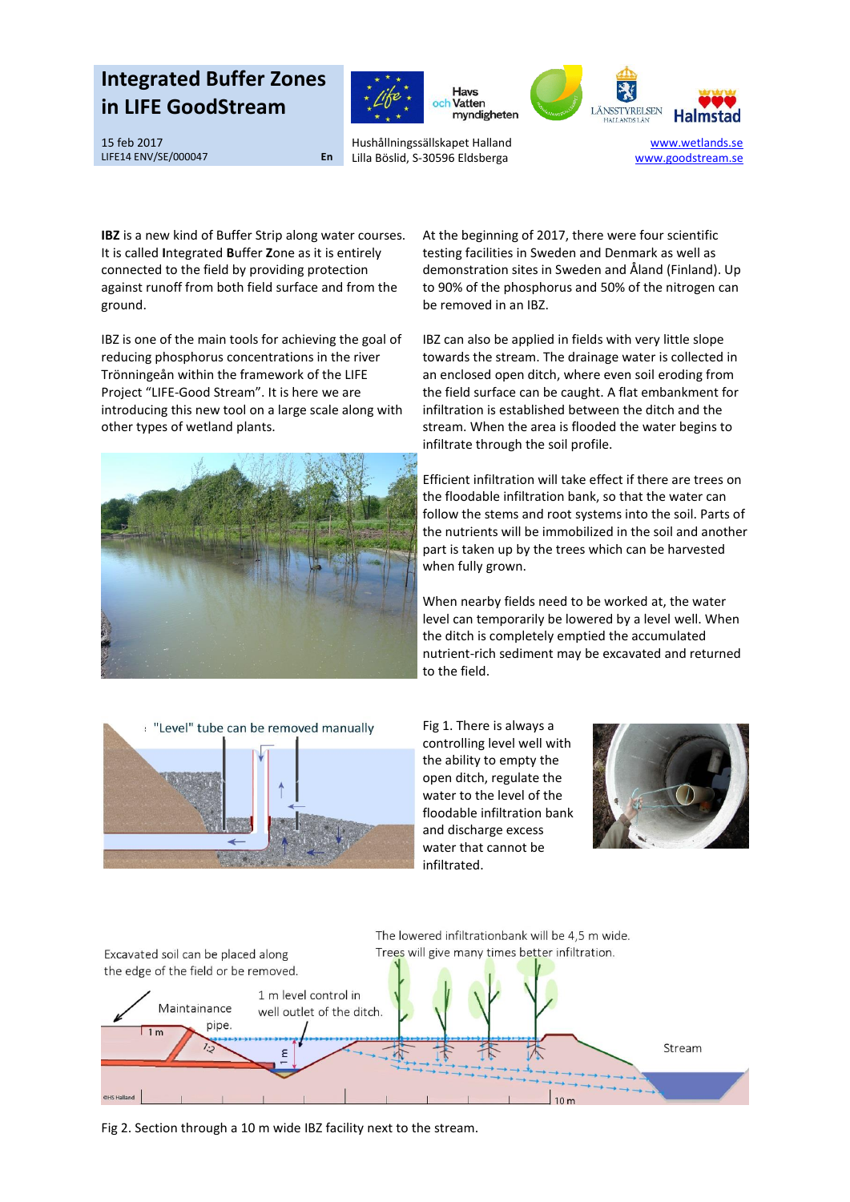# Integrated Buffer Zones in LIFE GoodStream

15 feb 2017
LIFE14 ENV/SE/000047 En

Hushållningssällskapet Halland
Lilla Böslid, S-30596 Eldsberga

www.wetlands.se
www.goodstream.se

**IBZ** is a new kind of Buffer Strip along water courses. It is called **I**ntegrated **B**uffer **Z**one as it is entirely connected to the field by providing protection against runoff from both field surface and from the ground.

IBZ is one of the main tools for achieving the goal of reducing phosphorus concentrations in the river Trönningeån within the framework of the LIFE Project "LIFE-Good Stream". It is here we are introducing this new tool on a large scale along with other types of wetland plants.

At the beginning of 2017, there were four scientific testing facilities in Sweden and Denmark as well as demonstration sites in Sweden and Åland (Finland). Up to 90% of the phosphorus and 50% of the nitrogen can be removed in an IBZ.

IBZ can also be applied in fields with very little slope towards the stream. The drainage water is collected in an enclosed open ditch, where even soil eroding from the field surface can be caught. A flat embankment for infiltration is established between the ditch and the stream. When the area is flooded the water begins to infiltrate through the soil profile.

Efficient infiltration will take effect if there are trees on the floodable infiltration bank, so that the water can follow the stems and root systems into the soil. Parts of the nutrients will be immobilized in the soil and another part is taken up by the trees which can be harvested when fully grown.

When nearby fields need to be worked at, the water level can temporarily be lowered by a level well. When the ditch is completely emptied the accumulated nutrient-rich sediment may be excavated and returned to the field.

"Level" tube can be removed manually

Fig 1. There is always a controlling level well with the ability to empty the open ditch, regulate the water to the level of the floodable infiltration bank and discharge excess water that cannot be infiltrated.

Excavated soil can be placed along the edge of the field or be removed.

The lowered infiltrationbank will be 4,5 m wide. Trees will give many times better infiltration.

Maintainance pipe.

1 m level control in well outlet of the ditch.

Stream

Fig 2. Section through a 10 m wide IBZ facility next to the stream.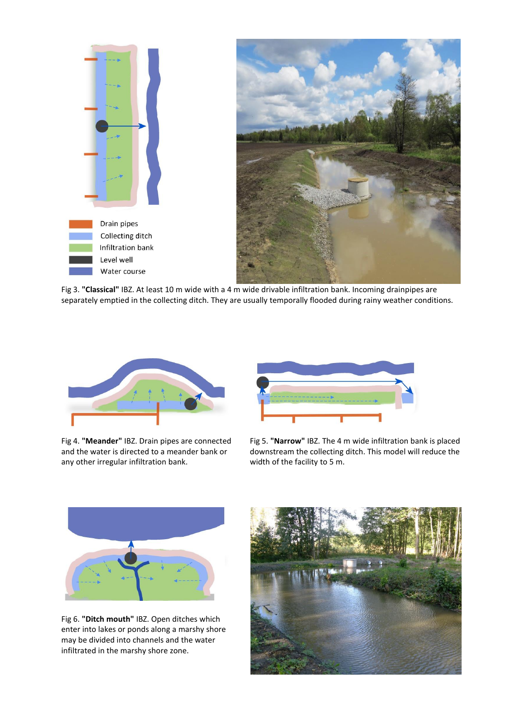Drain pipes

Collecting ditch

Infiltration bank

Level well

Water course

Fig 3. **"Classical"** IBZ. At least 10 m wide with a 4 m wide drivable infiltration bank. Incoming drainpipes are separately emptied in the collecting ditch. They are usually temporally flooded during rainy weather conditions.

Fig 4. **"Meander"** IBZ. Drain pipes are connected and the water is directed to a meander bank or any other irregular infiltration bank.

Fig 5. **"Narrow"** IBZ. The 4 m wide infiltration bank is placed downstream the collecting ditch. This model will reduce the width of the facility to 5 m.

Fig 6. **"Ditch mouth"** IBZ. Open ditches which enter into lakes or ponds along a marshy shore may be divided into channels and the water infiltrated in the marshy shore zone.